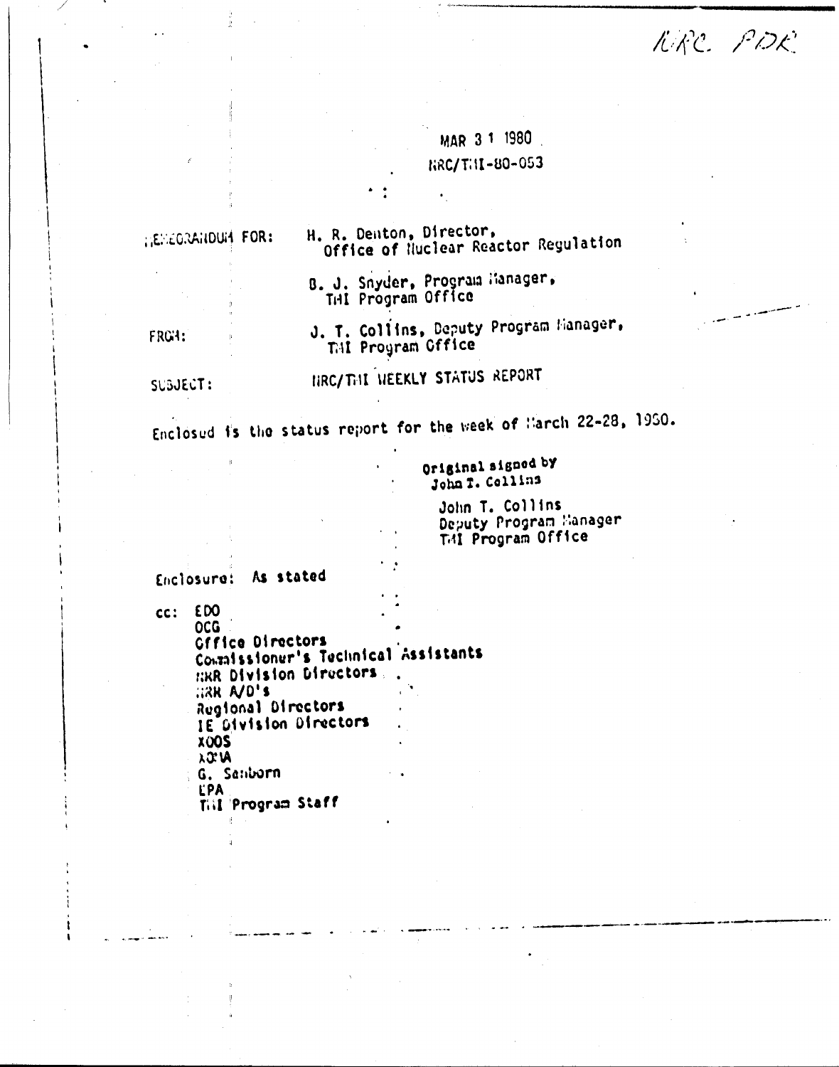NRC PDR

MAR 3 1 1980
NRC/TMI-80-053

MEMORANDUM FOR: H. R. Denton, Director, Office of Nuclear Reactor Regulation

B. J. Snyder, Program Manager, TMI Program Office

FROM: J. T. Collins, Deputy Program Manager, TMI Program Office

SUBJECT: NRC/TMI WEEKLY STATUS REPORT

Enclosed is the status report for the week of March 22-28, 1980.

Original signed by
John T. Collins

John T. Collins
Deputy Program Manager
TMI Program Office

Enclosure: As stated

cc: EDO
OCG
Office Directors
Commissioner's Technical Assistants
NRR Division Directors
NRR A/D's
Regional Directors
IE Division Directors
XOOS
XOMA
G. Sanborn
EPA
TMI Program Staff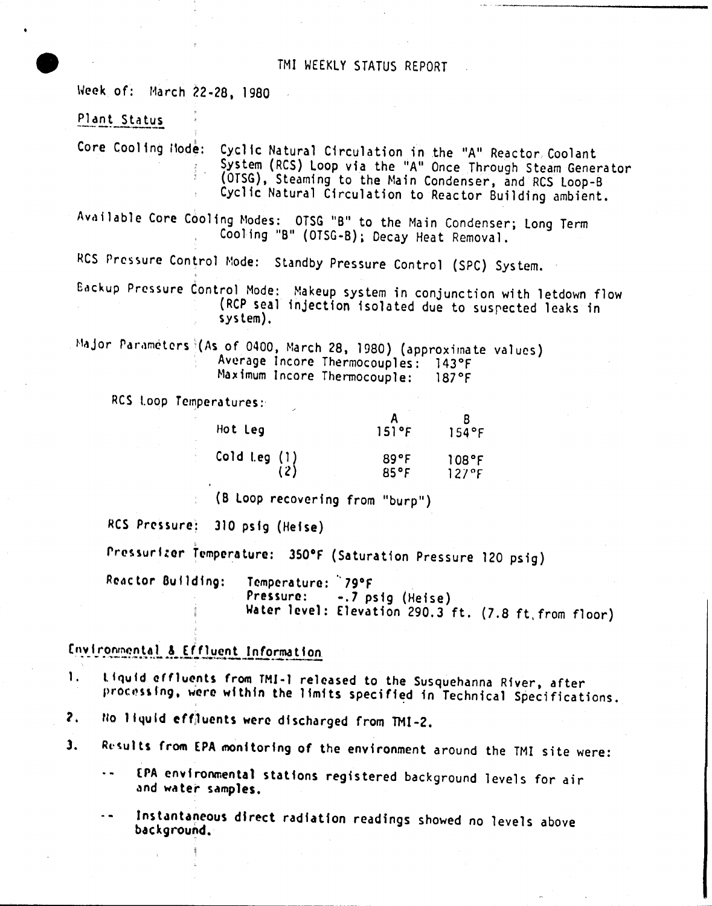# TMI WEEKLY STATUS REPORT

Week of: March 22-28, 1980

## Plant Status

Core Cooling Mode: Cyclic Natural Circulation in the "A" Reactor Coolant System (RCS) Loop via the "A" Once Through Steam Generator (OTSG), Steaming to the Main Condenser, and RCS Loop-B Cyclic Natural Circulation to Reactor Building ambient.

Available Core Cooling Modes: OTSG "B" to the Main Condenser; Long Term Cooling "B" (OTSG-B); Decay Heat Removal.

RCS Pressure Control Mode: Standby Pressure Control (SPC) System.

Backup Pressure Control Mode: Makeup system in conjunction with letdown flow (RCP seal injection isolated due to suspected leaks in system).

Major Parameters (As of 0400, March 28, 1980) (approximate values)
Average Incore Thermocouples: 143°F
Maximum Incore Thermocouple: 187°F

RCS Loop Temperatures:

| | A | B |
|---|---|---|
| Hot Leg | 151°F | 154°F |
| Cold Leg (1) | 89°F | 108°F |
| (2) | 85°F | 127°F |

(B Loop recovering from "burp")

RCS Pressure: 310 psig (Heise)

Pressurizer Temperature: 350°F (Saturation Pressure 120 psig)

Reactor Building: Temperature: 79°F
Pressure: -.7 psig (Heise)
Water level: Elevation 290.3 ft. (7.8 ft. from floor)

## Environmental & Effluent Information

1. Liquid effluents from TMI-1 released to the Susquehanna River, after processing, were within the limits specified in Technical Specifications.
2. No liquid effluents were discharged from TMI-2.
3. Results from EPA monitoring of the environment around the TMI site were:
   - EPA environmental stations registered background levels for air and water samples.
   - Instantaneous direct radiation readings showed no levels above background.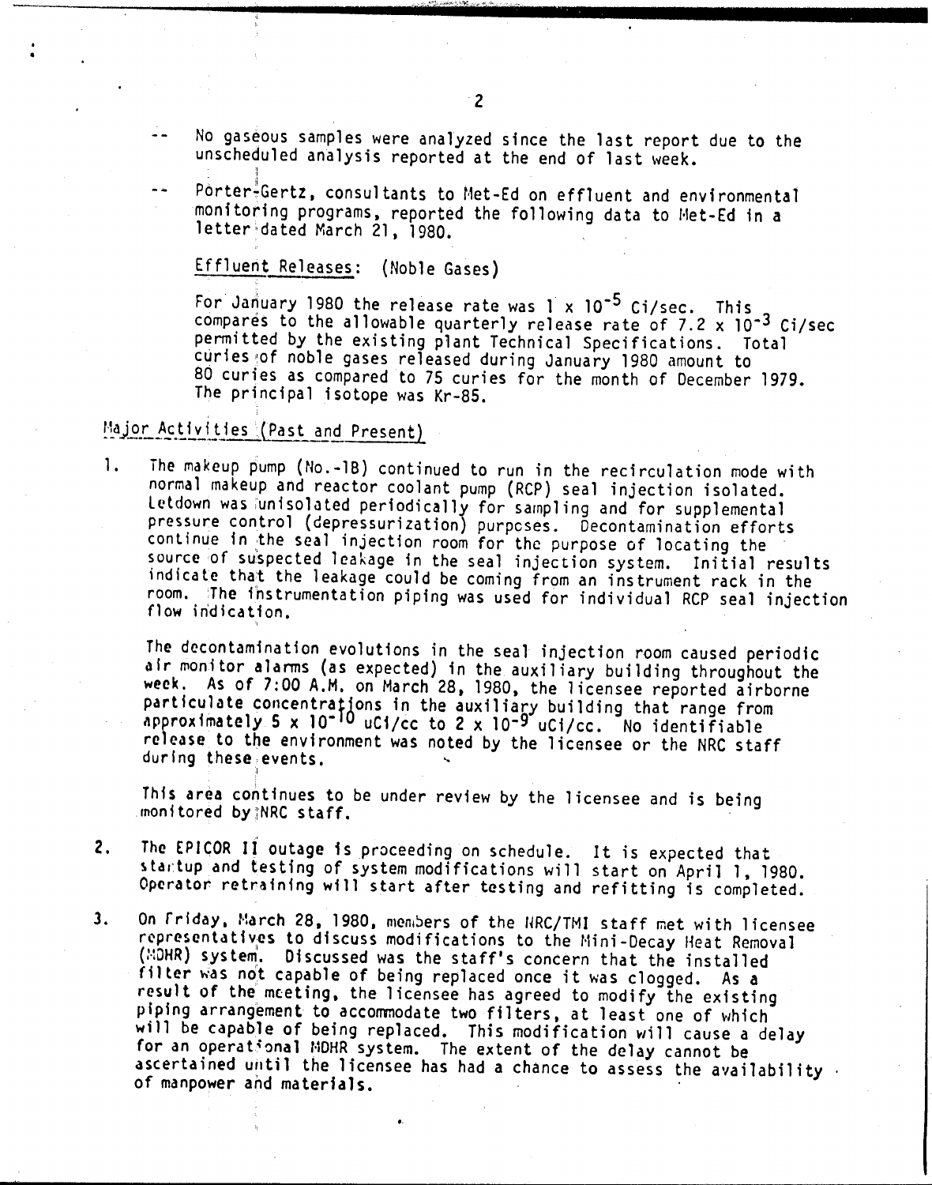-- No gaseous samples were analyzed since the last report due to the unscheduled analysis reported at the end of last week.

-- Porter-Gertz, consultants to Met-Ed on effluent and environmental monitoring programs, reported the following data to Met-Ed in a letter dated March 21, 1980.

Effluent Releases: (Noble Gases)

For January 1980 the release rate was $1 \times 10^{-5}$ Ci/sec. This compares to the allowable quarterly release rate of $7.2 \times 10^{-3}$ Ci/sec permitted by the existing plant Technical Specifications. Total curies of noble gases released during January 1980 amount to 80 curies as compared to 75 curies for the month of December 1979. The principal isotope was Kr-85.

## Major Activities (Past and Present)

1. The makeup pump (No.-1B) continued to run in the recirculation mode with normal makeup and reactor coolant pump (RCP) seal injection isolated. Letdown was unisolated periodically for sampling and for supplemental pressure control (depressurization) purposes. Decontamination efforts continue in the seal injection room for the purpose of locating the source of suspected leakage in the seal injection system. Initial results indicate that the leakage could be coming from an instrument rack in the room. The instrumentation piping was used for individual RCP seal injection flow indication.

   The decontamination evolutions in the seal injection room caused periodic air monitor alarms (as expected) in the auxiliary building throughout the week. As of 7:00 A.M. on March 28, 1980, the licensee reported airborne particulate concentrations in the auxiliary building that range from approximately $5 \times 10^{-10}$ uCi/cc to $2 \times 10^{-9}$ uCi/cc. No identifiable release to the environment was noted by the licensee or the NRC staff during these events.

   This area continues to be under review by the licensee and is being monitored by NRC staff.

2. The EPICOR II outage is proceeding on schedule. It is expected that startup and testing of system modifications will start on April 1, 1980. Operator retraining will start after testing and refitting is completed.

3. On Friday, March 28, 1980, members of the NRC/TMI staff met with licensee representatives to discuss modifications to the Mini-Decay Heat Removal (MDHR) system. Discussed was the staff's concern that the installed filter was not capable of being replaced once it was clogged. As a result of the meeting, the licensee has agreed to modify the existing piping arrangement to accommodate two filters, at least one of which will be capable of being replaced. This modification will cause a delay for an operational MDHR system. The extent of the delay cannot be ascertained until the licensee has had a chance to assess the availability of manpower and materials.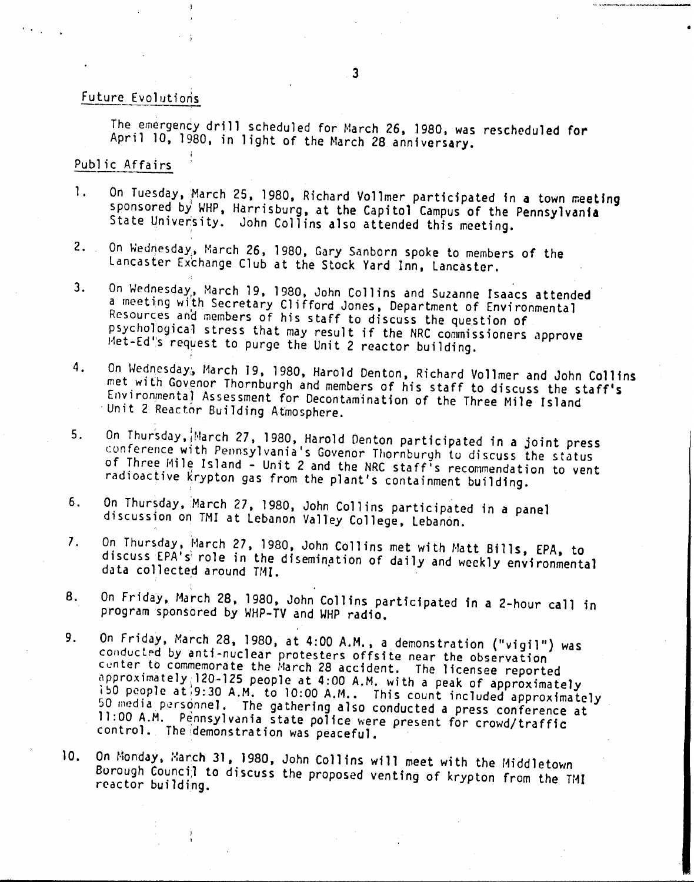## Future Evolutions

The emergency drill scheduled for March 26, 1980, was rescheduled for April 10, 1980, in light of the March 28 anniversary.

## Public Affairs

1. On Tuesday, March 25, 1980, Richard Vollmer participated in a town meeting sponsored by WHP, Harrisburg, at the Capitol Campus of the Pennsylvania State University. John Collins also attended this meeting.

2. On Wednesday, March 26, 1980, Gary Sanborn spoke to members of the Lancaster Exchange Club at the Stock Yard Inn, Lancaster.

3. On Wednesday, March 19, 1980, John Collins and Suzanne Isaacs attended a meeting with Secretary Clifford Jones, Department of Environmental Resources and members of his staff to discuss the question of psychological stress that may result if the NRC commissioners approve Met-Ed's request to purge the Unit 2 reactor building.

4. On Wednesday, March 19, 1980, Harold Denton, Richard Vollmer and John Collins met with Govenor Thornburgh and members of his staff to discuss the staff's Environmental Assessment for Decontamination of the Three Mile Island Unit 2 Reactor Building Atmosphere.

5. On Thursday, March 27, 1980, Harold Denton participated in a joint press conference with Pennsylvania's Govenor Thornburgh to discuss the status of Three Mile Island - Unit 2 and the NRC staff's recommendation to vent radioactive krypton gas from the plant's containment building.

6. On Thursday, March 27, 1980, John Collins participated in a panel discussion on TMI at Lebanon Valley College, Lebanon.

7. On Thursday, March 27, 1980, John Collins met with Matt Bills, EPA, to discuss EPA's role in the disemination of daily and weekly environmental data collected around TMI.

8. On Friday, March 28, 1980, John Collins participated in a 2-hour call in program sponsored by WHP-TV and WHP radio.

9. On Friday, March 28, 1980, at 4:00 A.M., a demonstration ("vigil") was conducted by anti-nuclear protesters offsite near the observation center to commemorate the March 28 accident. The licensee reported approximately 120-125 people at 4:00 A.M. with a peak of approximately 150 people at 9:30 A.M. to 10:00 A.M.. This count included approximately 50 media personnel. The gathering also conducted a press conference at 11:00 A.M. Pennsylvania state police were present for crowd/traffic control. The demonstration was peaceful.

10. On Monday, March 31, 1980, John Collins will meet with the Middletown Borough Council to discuss the proposed venting of krypton from the TMI reactor building.